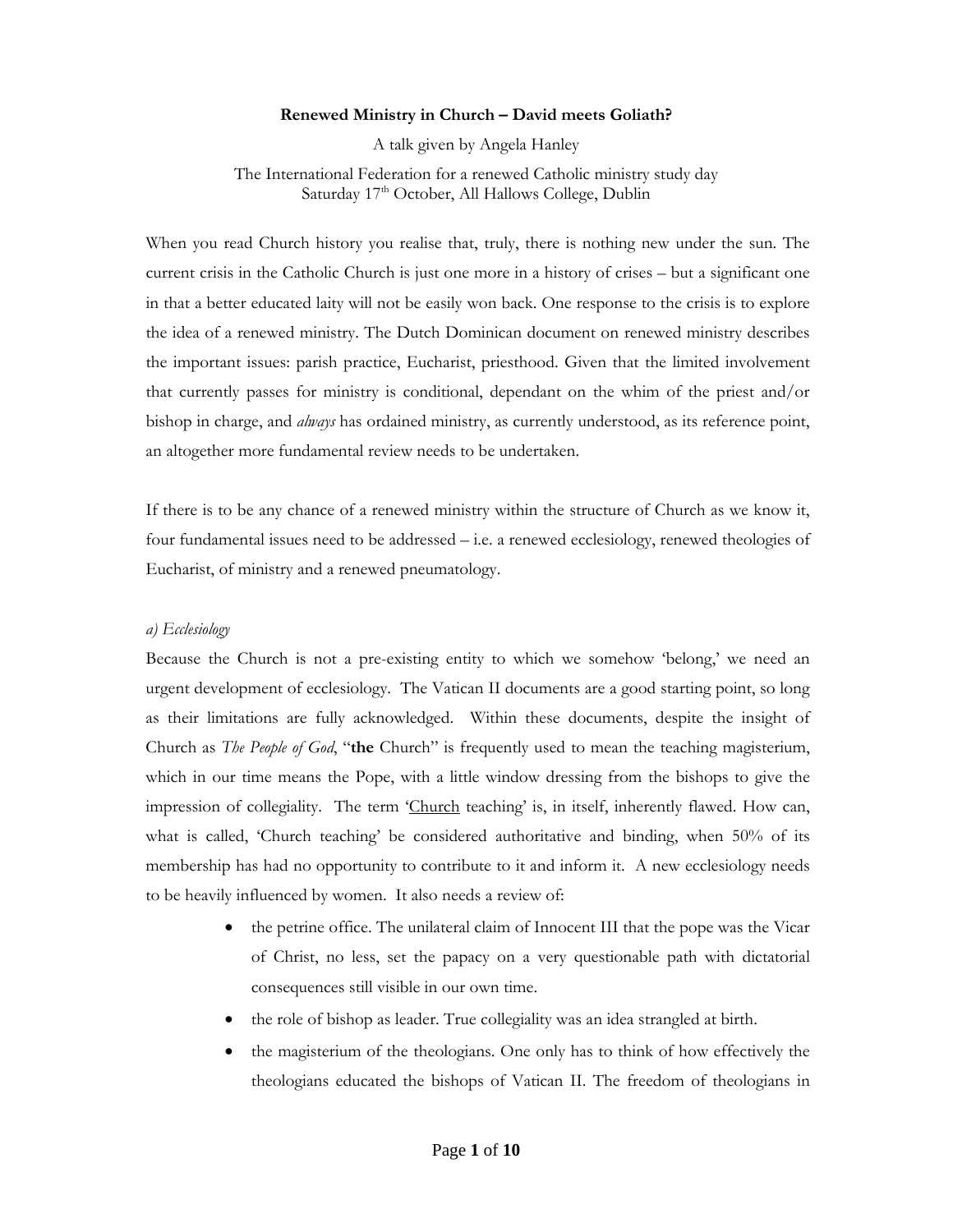**Renewed Ministry in Church – David meets Goliath?**

A talk given by Angela Hanley

The International Federation for a renewed Catholic ministry study day
Saturday 17th October, All Hallows College, Dublin

When you read Church history you realise that, truly, there is nothing new under the sun. The current crisis in the Catholic Church is just one more in a history of crises – but a significant one in that a better educated laity will not be easily won back. One response to the crisis is to explore the idea of a renewed ministry. The Dutch Dominican document on renewed ministry describes the important issues: parish practice, Eucharist, priesthood. Given that the limited involvement that currently passes for ministry is conditional, dependant on the whim of the priest and/or bishop in charge, and *always* has ordained ministry, as currently understood, as its reference point, an altogether more fundamental review needs to be undertaken.

If there is to be any chance of a renewed ministry within the structure of Church as we know it, four fundamental issues need to be addressed – i.e. a renewed ecclesiology, renewed theologies of Eucharist, of ministry and a renewed pneumatology.

*a) Ecclesiology*

Because the Church is not a pre-existing entity to which we somehow 'belong,' we need an urgent development of ecclesiology. The Vatican II documents are a good starting point, so long as their limitations are fully acknowledged. Within these documents, despite the insight of Church as *The People of God*, "**the** Church" is frequently used to mean the teaching magisterium, which in our time means the Pope, with a little window dressing from the bishops to give the impression of collegiality. The term '<u>Church</u> teaching' is, in itself, inherently flawed. How can, what is called, 'Church teaching' be considered authoritative and binding, when 50% of its membership has had no opportunity to contribute to it and inform it. A new ecclesiology needs to be heavily influenced by women. It also needs a review of:

- the petrine office. The unilateral claim of Innocent III that the pope was the Vicar of Christ, no less, set the papacy on a very questionable path with dictatorial consequences still visible in our own time.
- the role of bishop as leader. True collegiality was an idea strangled at birth.
- the magisterium of the theologians. One only has to think of how effectively the theologians educated the bishops of Vatican II. The freedom of theologians in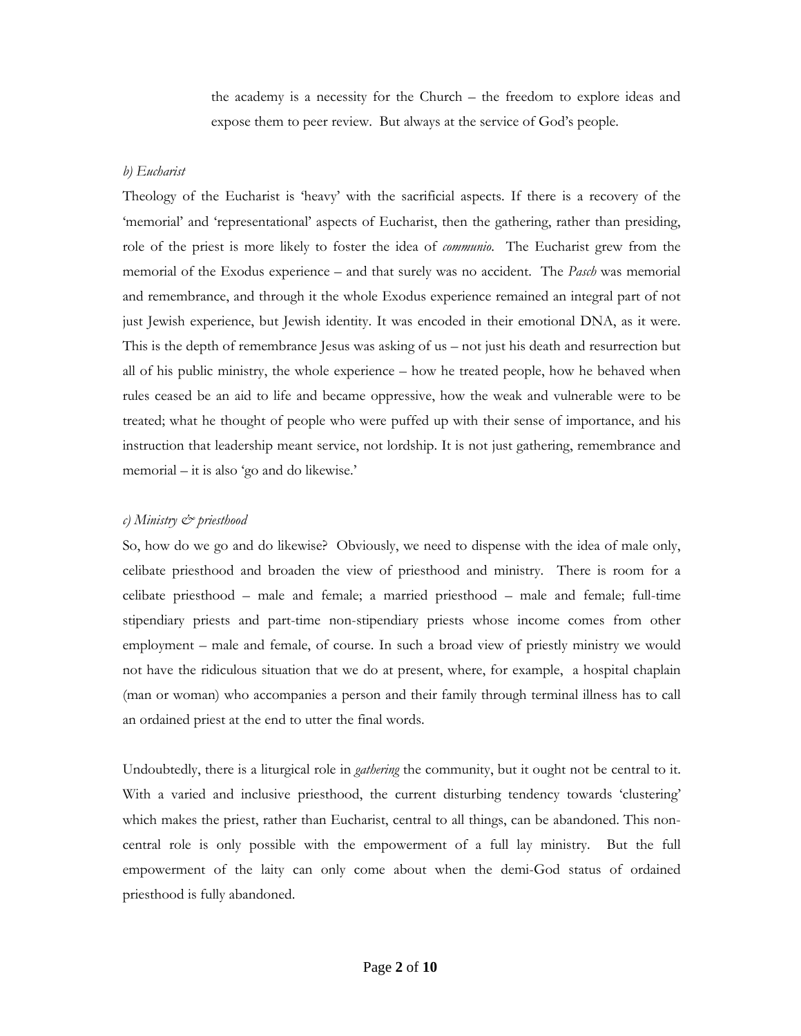the academy is a necessity for the Church – the freedom to explore ideas and expose them to peer review. But always at the service of God's people.

*b) Eucharist*

Theology of the Eucharist is 'heavy' with the sacrificial aspects. If there is a recovery of the 'memorial' and 'representational' aspects of Eucharist, then the gathering, rather than presiding, role of the priest is more likely to foster the idea of *communio*. The Eucharist grew from the memorial of the Exodus experience – and that surely was no accident. The *Pasch* was memorial and remembrance, and through it the whole Exodus experience remained an integral part of not just Jewish experience, but Jewish identity. It was encoded in their emotional DNA, as it were. This is the depth of remembrance Jesus was asking of us – not just his death and resurrection but all of his public ministry, the whole experience – how he treated people, how he behaved when rules ceased be an aid to life and became oppressive, how the weak and vulnerable were to be treated; what he thought of people who were puffed up with their sense of importance, and his instruction that leadership meant service, not lordship. It is not just gathering, remembrance and memorial – it is also 'go and do likewise.'

*c) Ministry & priesthood*

So, how do we go and do likewise? Obviously, we need to dispense with the idea of male only, celibate priesthood and broaden the view of priesthood and ministry. There is room for a celibate priesthood – male and female; a married priesthood – male and female; full-time stipendiary priests and part-time non-stipendiary priests whose income comes from other employment – male and female, of course. In such a broad view of priestly ministry we would not have the ridiculous situation that we do at present, where, for example, a hospital chaplain (man or woman) who accompanies a person and their family through terminal illness has to call an ordained priest at the end to utter the final words.

Undoubtedly, there is a liturgical role in *gathering* the community, but it ought not be central to it. With a varied and inclusive priesthood, the current disturbing tendency towards 'clustering' which makes the priest, rather than Eucharist, central to all things, can be abandoned. This non-central role is only possible with the empowerment of a full lay ministry. But the full empowerment of the laity can only come about when the demi-God status of ordained priesthood is fully abandoned.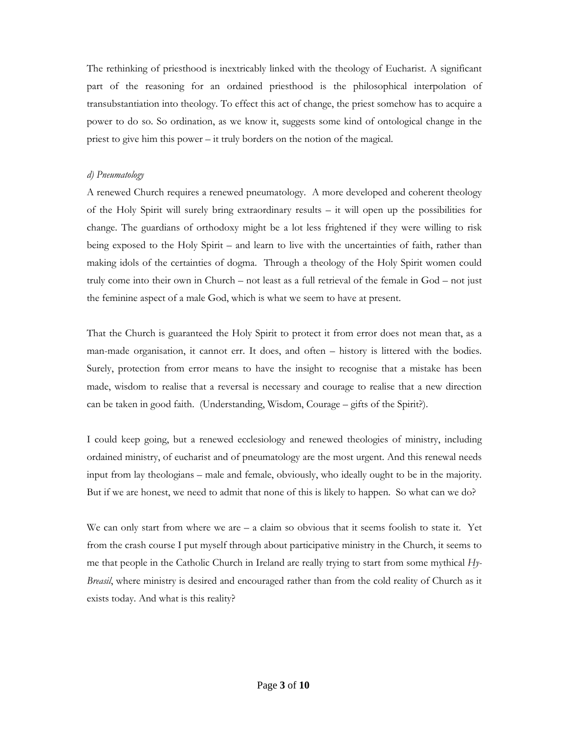The rethinking of priesthood is inextricably linked with the theology of Eucharist. A significant part of the reasoning for an ordained priesthood is the philosophical interpolation of transubstantiation into theology. To effect this act of change, the priest somehow has to acquire a power to do so. So ordination, as we know it, suggests some kind of ontological change in the priest to give him this power – it truly borders on the notion of the magical.

*d) Pneumatology*

A renewed Church requires a renewed pneumatology. A more developed and coherent theology of the Holy Spirit will surely bring extraordinary results – it will open up the possibilities for change. The guardians of orthodoxy might be a lot less frightened if they were willing to risk being exposed to the Holy Spirit – and learn to live with the uncertainties of faith, rather than making idols of the certainties of dogma. Through a theology of the Holy Spirit women could truly come into their own in Church – not least as a full retrieval of the female in God – not just the feminine aspect of a male God, which is what we seem to have at present.

That the Church is guaranteed the Holy Spirit to protect it from error does not mean that, as a man-made organisation, it cannot err. It does, and often – history is littered with the bodies. Surely, protection from error means to have the insight to recognise that a mistake has been made, wisdom to realise that a reversal is necessary and courage to realise that a new direction can be taken in good faith. (Understanding, Wisdom, Courage – gifts of the Spirit?).

I could keep going, but a renewed ecclesiology and renewed theologies of ministry, including ordained ministry, of eucharist and of pneumatology are the most urgent. And this renewal needs input from lay theologians – male and female, obviously, who ideally ought to be in the majority. But if we are honest, we need to admit that none of this is likely to happen. So what can we do?

We can only start from where we are – a claim so obvious that it seems foolish to state it. Yet from the crash course I put myself through about participative ministry in the Church, it seems to me that people in the Catholic Church in Ireland are really trying to start from some mythical *Hy-Breasil*, where ministry is desired and encouraged rather than from the cold reality of Church as it exists today. And what is this reality?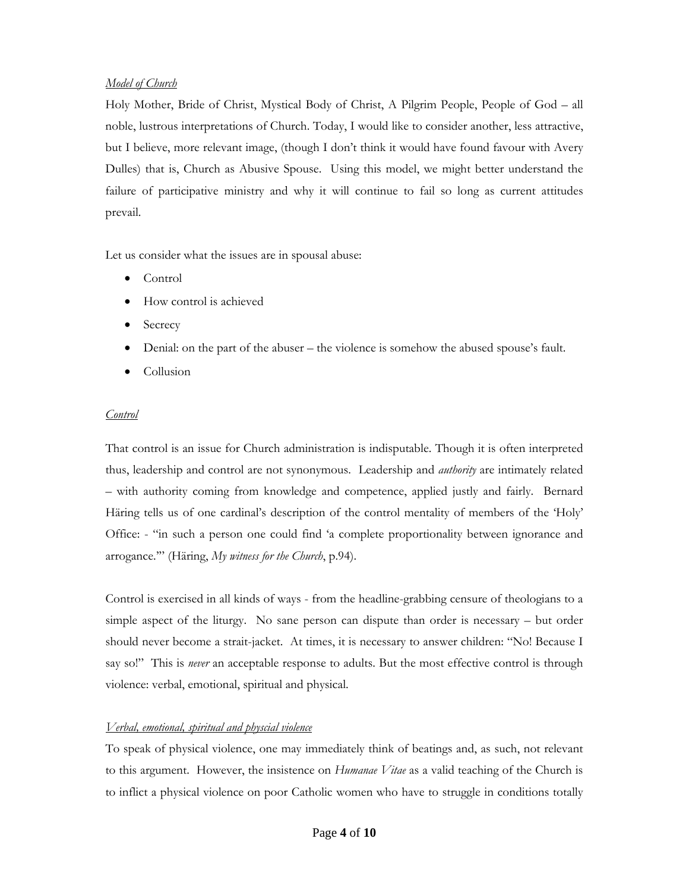*Model of Church*

Holy Mother, Bride of Christ, Mystical Body of Christ, A Pilgrim People, People of God – all noble, lustrous interpretations of Church. Today, I would like to consider another, less attractive, but I believe, more relevant image, (though I don't think it would have found favour with Avery Dulles) that is, Church as Abusive Spouse. Using this model, we might better understand the failure of participative ministry and why it will continue to fail so long as current attitudes prevail.

Let us consider what the issues are in spousal abuse:

- Control
- How control is achieved
- Secrecy
- Denial: on the part of the abuser – the violence is somehow the abused spouse's fault.
- Collusion

*Control*

That control is an issue for Church administration is indisputable. Though it is often interpreted thus, leadership and control are not synonymous. Leadership and *authority* are intimately related – with authority coming from knowledge and competence, applied justly and fairly. Bernard Häring tells us of one cardinal's description of the control mentality of members of the 'Holy' Office: - "in such a person one could find 'a complete proportionality between ignorance and arrogance.'" (Häring, *My witness for the Church*, p.94).

Control is exercised in all kinds of ways - from the headline-grabbing censure of theologians to a simple aspect of the liturgy. No sane person can dispute than order is necessary – but order should never become a strait-jacket. At times, it is necessary to answer children: "No! Because I say so!" This is *never* an acceptable response to adults. But the most effective control is through violence: verbal, emotional, spiritual and physical.

*Verbal, emotional, spiritual and physcial violence*

To speak of physical violence, one may immediately think of beatings and, as such, not relevant to this argument. However, the insistence on *Humanae Vitae* as a valid teaching of the Church is to inflict a physical violence on poor Catholic women who have to struggle in conditions totally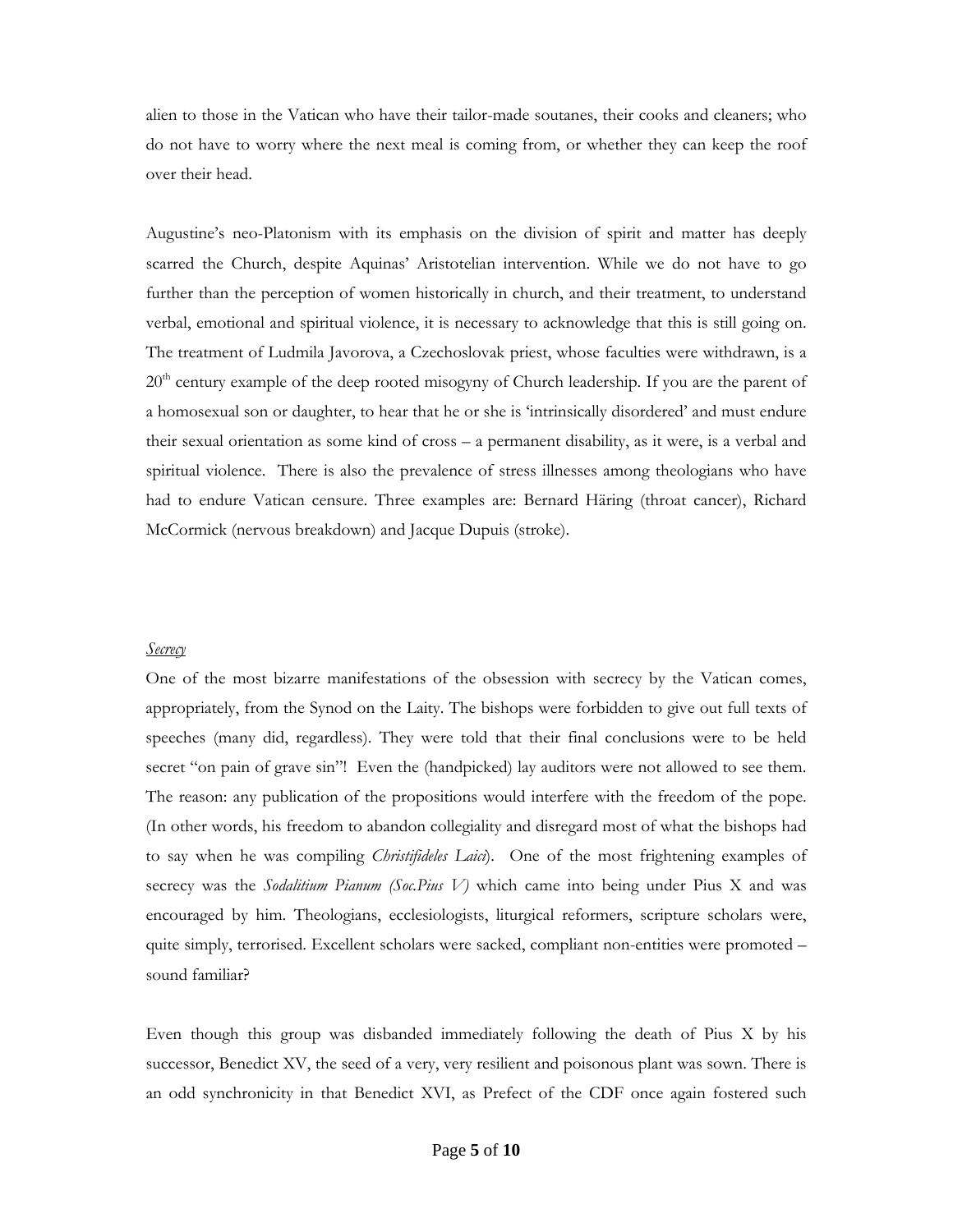alien to those in the Vatican who have their tailor-made soutanes, their cooks and cleaners; who do not have to worry where the next meal is coming from, or whether they can keep the roof over their head.

Augustine's neo-Platonism with its emphasis on the division of spirit and matter has deeply scarred the Church, despite Aquinas' Aristotelian intervention. While we do not have to go further than the perception of women historically in church, and their treatment, to understand verbal, emotional and spiritual violence, it is necessary to acknowledge that this is still going on. The treatment of Ludmila Javorova, a Czechoslovak priest, whose faculties were withdrawn, is a 20th century example of the deep rooted misogyny of Church leadership. If you are the parent of a homosexual son or daughter, to hear that he or she is 'intrinsically disordered' and must endure their sexual orientation as some kind of cross – a permanent disability, as it were, is a verbal and spiritual violence. There is also the prevalence of stress illnesses among theologians who have had to endure Vatican censure. Three examples are: Bernard Häring (throat cancer), Richard McCormick (nervous breakdown) and Jacque Dupuis (stroke).

*Secrecy*

One of the most bizarre manifestations of the obsession with secrecy by the Vatican comes, appropriately, from the Synod on the Laity. The bishops were forbidden to give out full texts of speeches (many did, regardless). They were told that their final conclusions were to be held secret "on pain of grave sin"! Even the (handpicked) lay auditors were not allowed to see them. The reason: any publication of the propositions would interfere with the freedom of the pope. (In other words, his freedom to abandon collegiality and disregard most of what the bishops had to say when he was compiling *Christifideles Laici*). One of the most frightening examples of secrecy was the *Sodalitium Pianum (Soc.Pius V)* which came into being under Pius X and was encouraged by him. Theologians, ecclesiologists, liturgical reformers, scripture scholars were, quite simply, terrorised. Excellent scholars were sacked, compliant non-entities were promoted – sound familiar?

Even though this group was disbanded immediately following the death of Pius X by his successor, Benedict XV, the seed of a very, very resilient and poisonous plant was sown. There is an odd synchronicity in that Benedict XVI, as Prefect of the CDF once again fostered such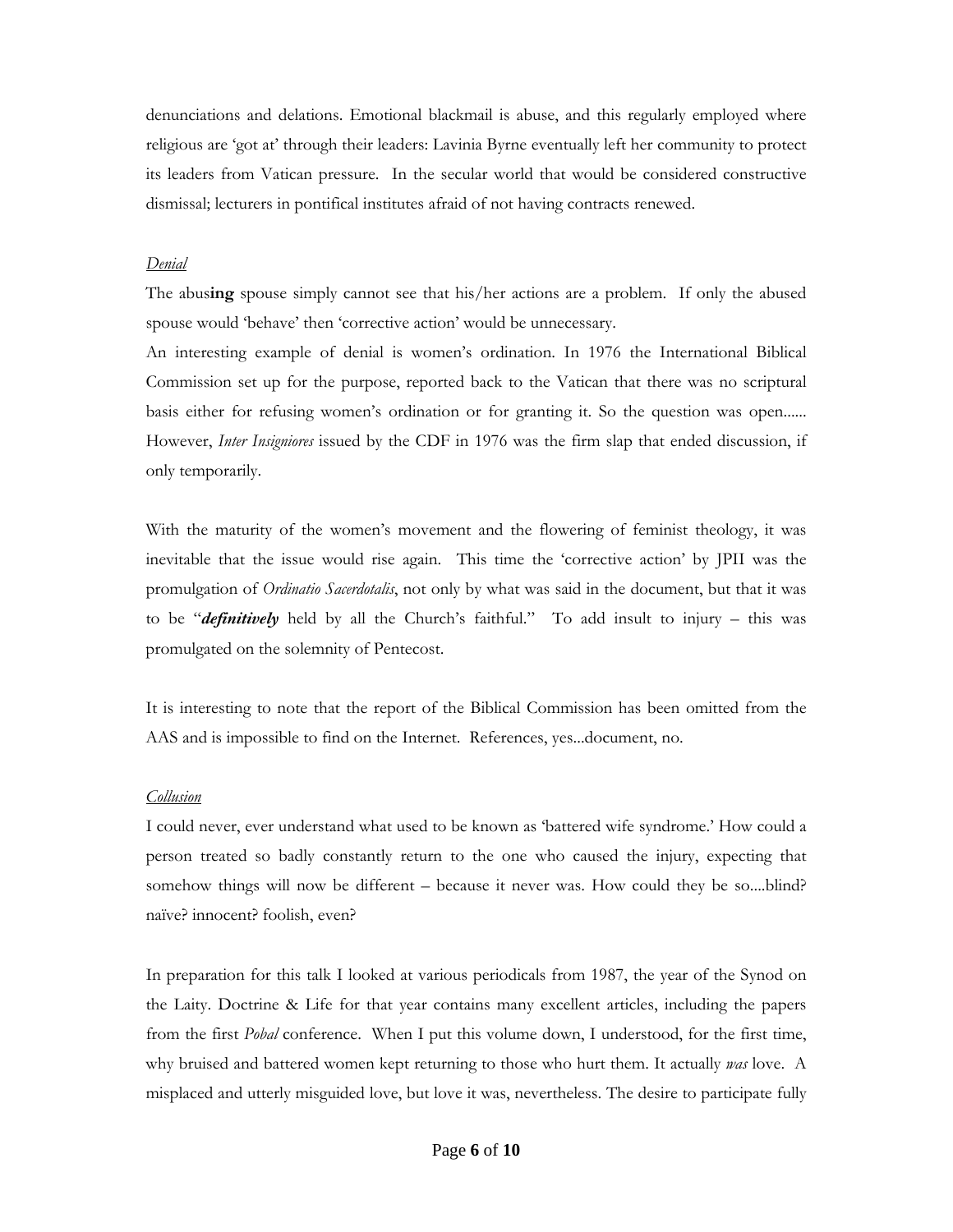denunciations and delations. Emotional blackmail is abuse, and this regularly employed where religious are 'got at' through their leaders: Lavinia Byrne eventually left her community to protect its leaders from Vatican pressure. In the secular world that would be considered constructive dismissal; lecturers in pontifical institutes afraid of not having contracts renewed.

*Denial*

The abus**ing** spouse simply cannot see that his/her actions are a problem. If only the abused spouse would 'behave' then 'corrective action' would be unnecessary.

An interesting example of denial is women's ordination. In 1976 the International Biblical Commission set up for the purpose, reported back to the Vatican that there was no scriptural basis either for refusing women's ordination or for granting it. So the question was open...... However, *Inter Insigniores* issued by the CDF in 1976 was the firm slap that ended discussion, if only temporarily.

With the maturity of the women's movement and the flowering of feminist theology, it was inevitable that the issue would rise again. This time the 'corrective action' by JPII was the promulgation of *Ordinatio Sacerdotalis*, not only by what was said in the document, but that it was to be "***definitively*** held by all the Church's faithful." To add insult to injury – this was promulgated on the solemnity of Pentecost.

It is interesting to note that the report of the Biblical Commission has been omitted from the AAS and is impossible to find on the Internet. References, yes...document, no.

*Collusion*

I could never, ever understand what used to be known as 'battered wife syndrome.' How could a person treated so badly constantly return to the one who caused the injury, expecting that somehow things will now be different – because it never was. How could they be so....blind? naïve? innocent? foolish, even?

In preparation for this talk I looked at various periodicals from 1987, the year of the Synod on the Laity. Doctrine & Life for that year contains many excellent articles, including the papers from the first *Pobal* conference. When I put this volume down, I understood, for the first time, why bruised and battered women kept returning to those who hurt them. It actually *was* love. A misplaced and utterly misguided love, but love it was, nevertheless. The desire to participate fully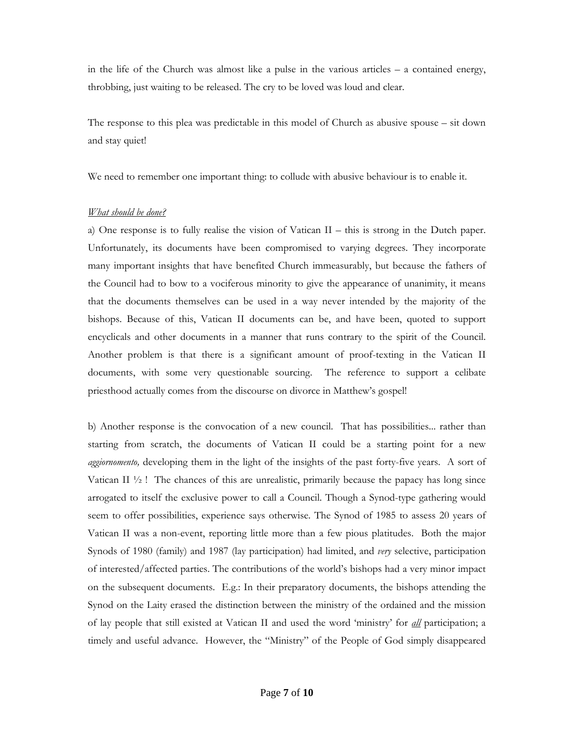in the life of the Church was almost like a pulse in the various articles – a contained energy, throbbing, just waiting to be released. The cry to be loved was loud and clear.

The response to this plea was predictable in this model of Church as abusive spouse – sit down and stay quiet!

We need to remember one important thing: to collude with abusive behaviour is to enable it.

*What should be done?*

a) One response is to fully realise the vision of Vatican II – this is strong in the Dutch paper. Unfortunately, its documents have been compromised to varying degrees. They incorporate many important insights that have benefited Church immeasurably, but because the fathers of the Council had to bow to a vociferous minority to give the appearance of unanimity, it means that the documents themselves can be used in a way never intended by the majority of the bishops. Because of this, Vatican II documents can be, and have been, quoted to support encyclicals and other documents in a manner that runs contrary to the spirit of the Council. Another problem is that there is a significant amount of proof-texting in the Vatican II documents, with some very questionable sourcing. The reference to support a celibate priesthood actually comes from the discourse on divorce in Matthew's gospel!

b) Another response is the convocation of a new council. That has possibilities... rather than starting from scratch, the documents of Vatican II could be a starting point for a new *aggiornomento,* developing them in the light of the insights of the past forty-five years. A sort of Vatican II ½ ! The chances of this are unrealistic, primarily because the papacy has long since arrogated to itself the exclusive power to call a Council. Though a Synod-type gathering would seem to offer possibilities, experience says otherwise. The Synod of 1985 to assess 20 years of Vatican II was a non-event, reporting little more than a few pious platitudes. Both the major Synods of 1980 (family) and 1987 (lay participation) had limited, and *very* selective, participation of interested/affected parties. The contributions of the world's bishops had a very minor impact on the subsequent documents. E.g.: In their preparatory documents, the bishops attending the Synod on the Laity erased the distinction between the ministry of the ordained and the mission of lay people that still existed at Vatican II and used the word 'ministry' for ***all*** participation; a timely and useful advance. However, the "Ministry" of the People of God simply disappeared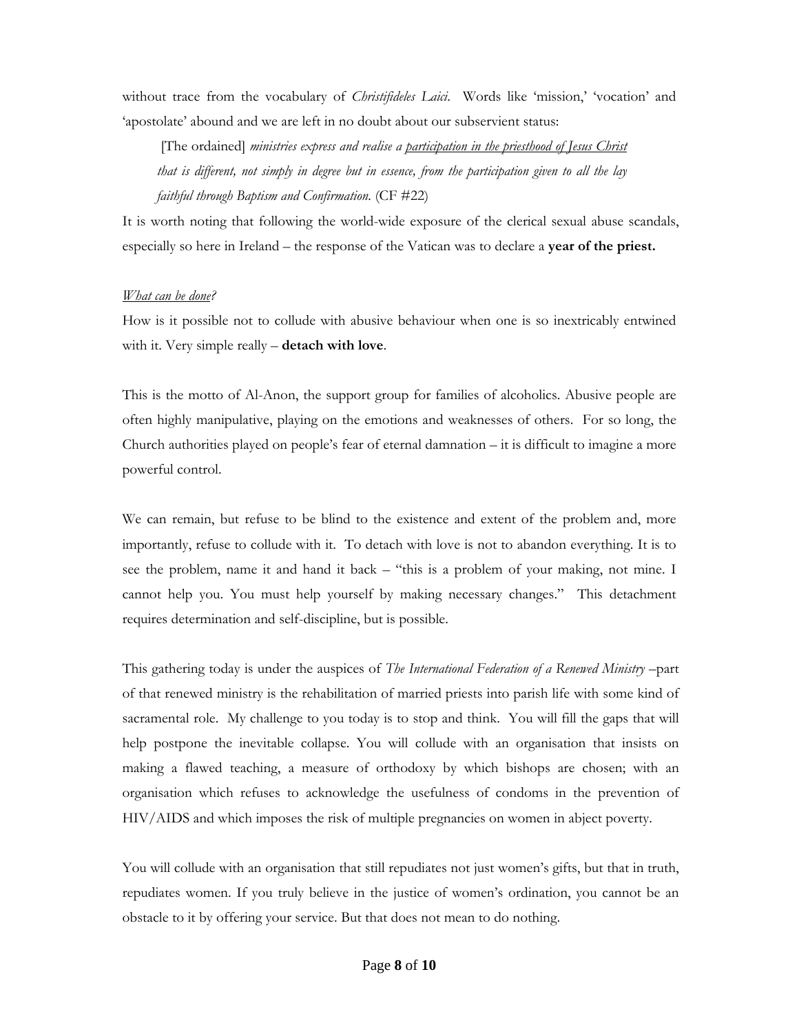without trace from the vocabulary of *Christifideles Laici*. Words like 'mission,' 'vocation' and 'apostolate' abound and we are left in no doubt about our subservient status:

> [The ordained] *ministries express and realise a participation in the priesthood of Jesus Christ that is different, not simply in degree but in essence, from the participation given to all the lay faithful through Baptism and Confirmation.* (CF #22)

It is worth noting that following the world-wide exposure of the clerical sexual abuse scandals, especially so here in Ireland – the response of the Vatican was to declare a **year of the priest.**

*What can be done?*

How is it possible not to collude with abusive behaviour when one is so inextricably entwined with it. Very simple really – **detach with love**.

This is the motto of Al-Anon, the support group for families of alcoholics. Abusive people are often highly manipulative, playing on the emotions and weaknesses of others. For so long, the Church authorities played on people's fear of eternal damnation – it is difficult to imagine a more powerful control.

We can remain, but refuse to be blind to the existence and extent of the problem and, more importantly, refuse to collude with it. To detach with love is not to abandon everything. It is to see the problem, name it and hand it back – "this is a problem of your making, not mine. I cannot help you. You must help yourself by making necessary changes." This detachment requires determination and self-discipline, but is possible.

This gathering today is under the auspices of *The International Federation of a Renewed Ministry* –part of that renewed ministry is the rehabilitation of married priests into parish life with some kind of sacramental role. My challenge to you today is to stop and think. You will fill the gaps that will help postpone the inevitable collapse. You will collude with an organisation that insists on making a flawed teaching, a measure of orthodoxy by which bishops are chosen; with an organisation which refuses to acknowledge the usefulness of condoms in the prevention of HIV/AIDS and which imposes the risk of multiple pregnancies on women in abject poverty.

You will collude with an organisation that still repudiates not just women's gifts, but that in truth, repudiates women. If you truly believe in the justice of women's ordination, you cannot be an obstacle to it by offering your service. But that does not mean to do nothing.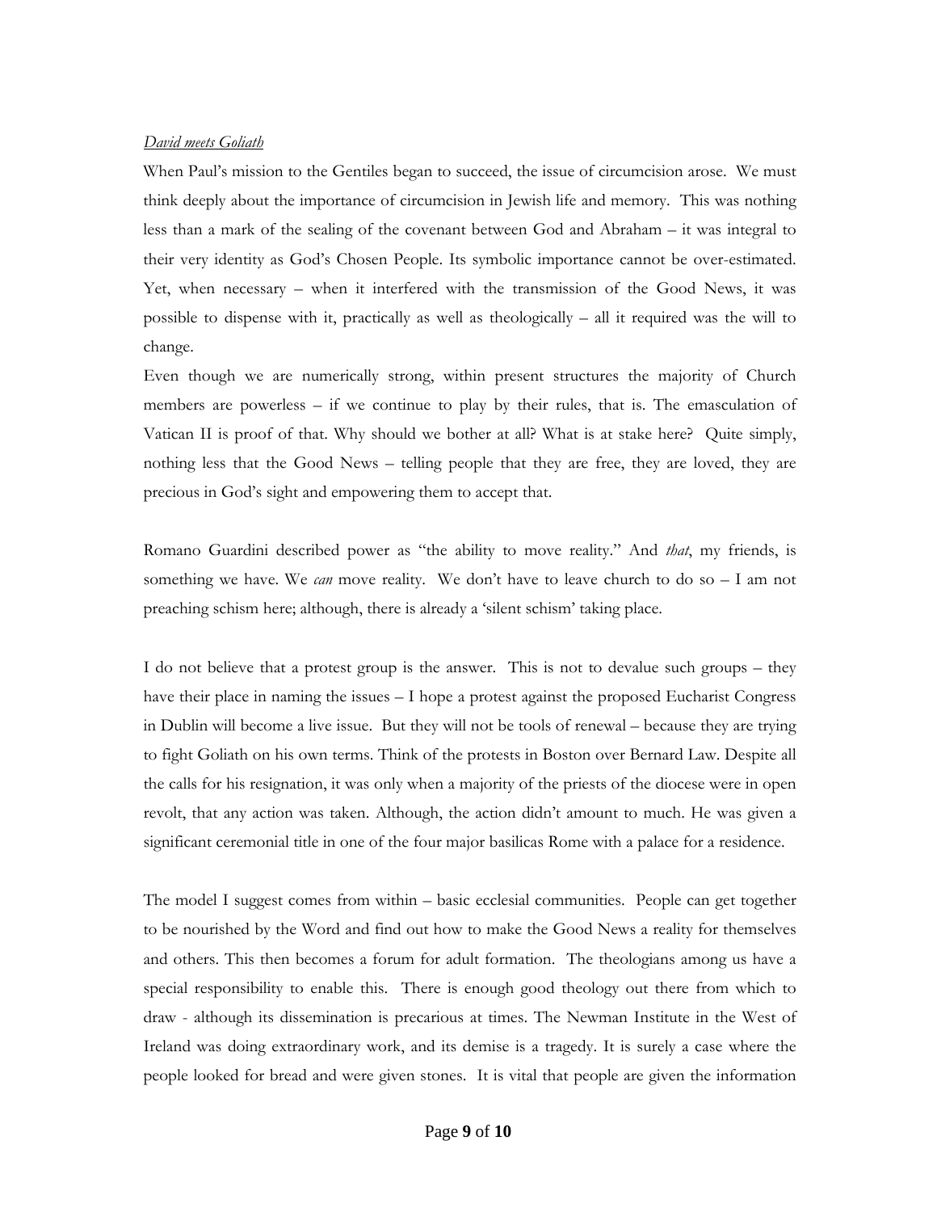*David meets Goliath*

When Paul's mission to the Gentiles began to succeed, the issue of circumcision arose. We must think deeply about the importance of circumcision in Jewish life and memory. This was nothing less than a mark of the sealing of the covenant between God and Abraham – it was integral to their very identity as God's Chosen People. Its symbolic importance cannot be over-estimated. Yet, when necessary – when it interfered with the transmission of the Good News, it was possible to dispense with it, practically as well as theologically – all it required was the will to change.

Even though we are numerically strong, within present structures the majority of Church members are powerless – if we continue to play by their rules, that is. The emasculation of Vatican II is proof of that. Why should we bother at all? What is at stake here? Quite simply, nothing less that the Good News – telling people that they are free, they are loved, they are precious in God's sight and empowering them to accept that.

Romano Guardini described power as "the ability to move reality." And *that*, my friends, is something we have. We *can* move reality. We don't have to leave church to do so – I am not preaching schism here; although, there is already a 'silent schism' taking place.

I do not believe that a protest group is the answer. This is not to devalue such groups – they have their place in naming the issues – I hope a protest against the proposed Eucharist Congress in Dublin will become a live issue. But they will not be tools of renewal – because they are trying to fight Goliath on his own terms. Think of the protests in Boston over Bernard Law. Despite all the calls for his resignation, it was only when a majority of the priests of the diocese were in open revolt, that any action was taken. Although, the action didn't amount to much. He was given a significant ceremonial title in one of the four major basilicas Rome with a palace for a residence.

The model I suggest comes from within – basic ecclesial communities. People can get together to be nourished by the Word and find out how to make the Good News a reality for themselves and others. This then becomes a forum for adult formation. The theologians among us have a special responsibility to enable this. There is enough good theology out there from which to draw - although its dissemination is precarious at times. The Newman Institute in the West of Ireland was doing extraordinary work, and its demise is a tragedy. It is surely a case where the people looked for bread and were given stones. It is vital that people are given the information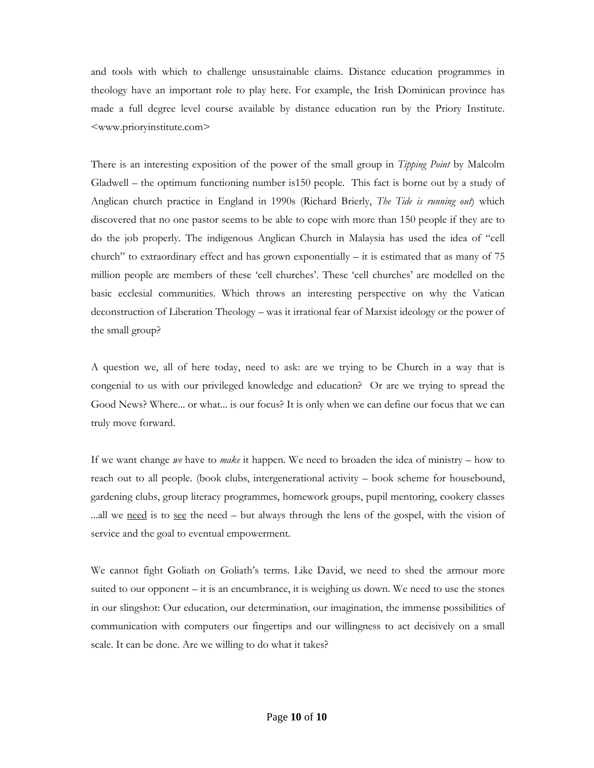and tools with which to challenge unsustainable claims. Distance education programmes in theology have an important role to play here. For example, the Irish Dominican province has made a full degree level course available by distance education run by the Priory Institute. <www.prioryinstitute.com>

There is an interesting exposition of the power of the small group in *Tipping Point* by Malcolm Gladwell – the optimum functioning number is150 people. This fact is borne out by a study of Anglican church practice in England in 1990s (Richard Brierly, *The Tide is running out*) which discovered that no one pastor seems to be able to cope with more than 150 people if they are to do the job properly. The indigenous Anglican Church in Malaysia has used the idea of "cell church" to extraordinary effect and has grown exponentially – it is estimated that as many of 75 million people are members of these 'cell churches'. These 'cell churches' are modelled on the basic ecclesial communities. Which throws an interesting perspective on why the Vatican deconstruction of Liberation Theology – was it irrational fear of Marxist ideology or the power of the small group?

A question we, all of here today, need to ask: are we trying to be Church in a way that is congenial to us with our privileged knowledge and education? Or are we trying to spread the Good News? Where... or what... is our focus? It is only when we can define our focus that we can truly move forward.

If we want change *we* have to *make* it happen. We need to broaden the idea of ministry – how to reach out to all people. (book clubs, intergenerational activity – book scheme for housebound, gardening clubs, group literacy programmes, homework groups, pupil mentoring, cookery classes ...all we <u>need</u> is to <u>see</u> the need – but always through the lens of the gospel, with the vision of service and the goal to eventual empowerment.

We cannot fight Goliath on Goliath's terms. Like David, we need to shed the armour more suited to our opponent – it is an encumbrance, it is weighing us down. We need to use the stones in our slingshot: Our education, our determination, our imagination, the immense possibilities of communication with computers our fingertips and our willingness to act decisively on a small scale. It can be done. Are we willing to do what it takes?